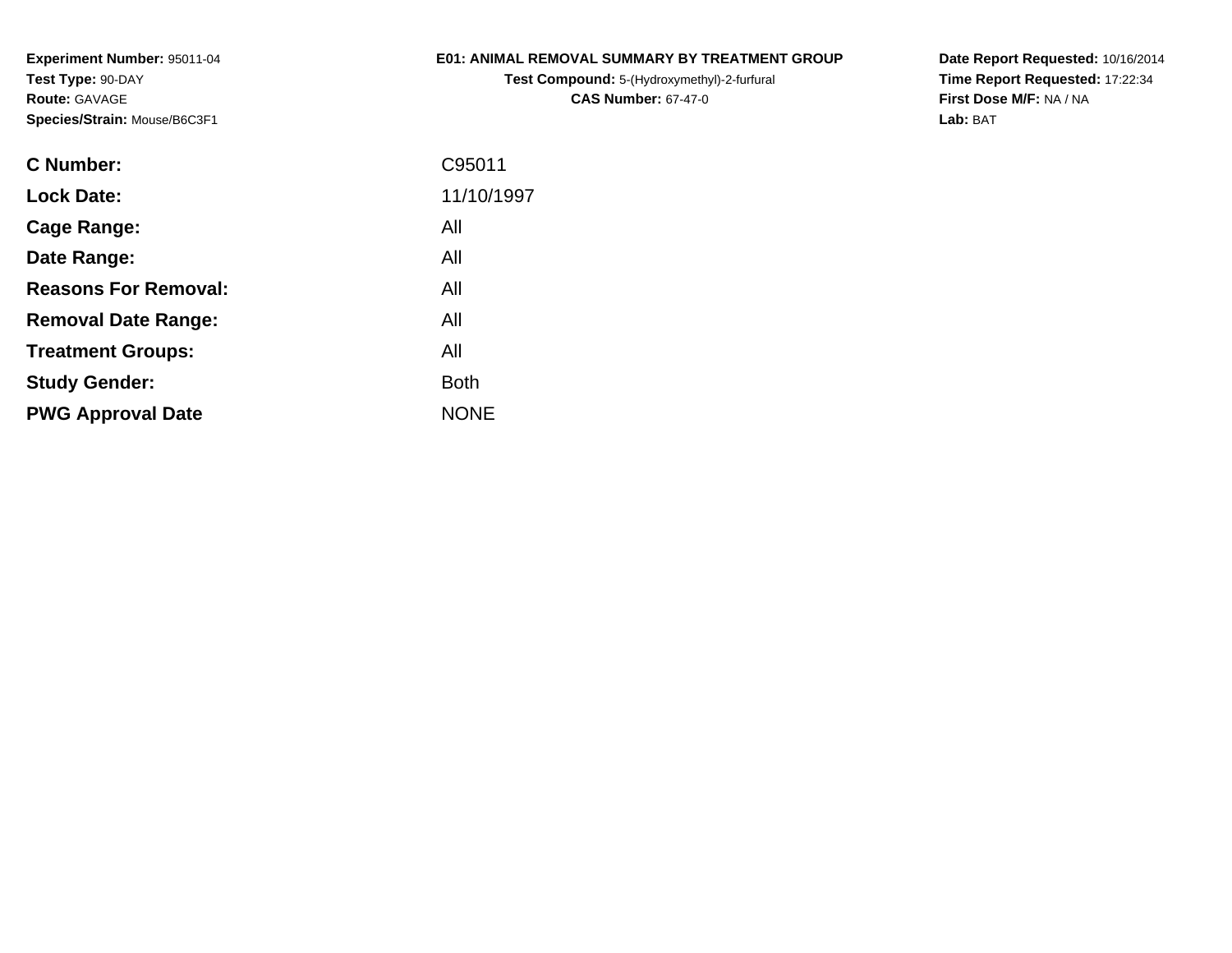**Experiment Number:** 95011-04
**Test Type:** 90-DAY
**Route:** GAVAGE
**Species/Strain:** Mouse/B6C3F1

**E01: ANIMAL REMOVAL SUMMARY BY TREATMENT GROUP**
**Test Compound:** 5-(Hydroxymethyl)-2-furfural
**CAS Number:** 67-47-0

**Date Report Requested:** 10/16/2014
**Time Report Requested:** 17:22:34
**First Dose M/F:** NA / NA
**Lab:** BAT

| | |
|---|---|
| **C Number:** | C95011 |
| **Lock Date:** | 11/10/1997 |
| **Cage Range:** | All |
| **Date Range:** | All |
| **Reasons For Removal:** | All |
| **Removal Date Range:** | All |
| **Treatment Groups:** | All |
| **Study Gender:** | Both |
| **PWG Approval Date** | NONE |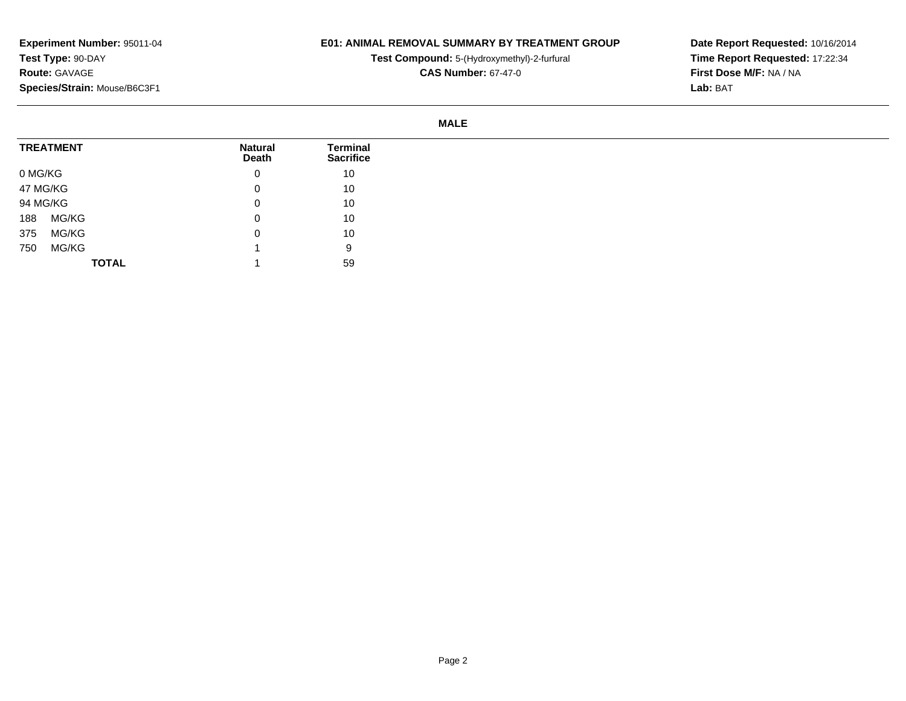**Experiment Number:** 95011-04
**Test Type:** 90-DAY
**Route:** GAVAGE
**Species/Strain:** Mouse/B6C3F1

**E01: ANIMAL REMOVAL SUMMARY BY TREATMENT GROUP**
**Test Compound:** 5-(Hydroxymethyl)-2-furfural
**CAS Number:** 67-47-0

**Date Report Requested:** 10/16/2014
**Time Report Requested:** 17:22:34
**First Dose M/F:** NA / NA
**Lab:** BAT

**MALE**

| TREATMENT | Natural Death | Terminal Sacrifice |
|---|---|---|
| 0 MG/KG | 0 | 10 |
| 47 MG/KG | 0 | 10 |
| 94 MG/KG | 0 | 10 |
| 188 MG/KG | 0 | 10 |
| 375 MG/KG | 0 | 10 |
| 750 MG/KG | 1 | 9 |
| **TOTAL** | 1 | 59 |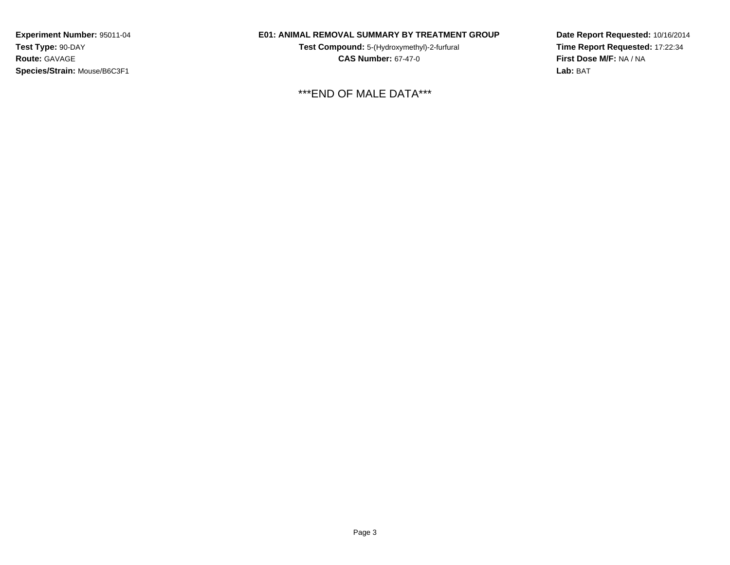**Experiment Number:** 95011-04
**Test Type:** 90-DAY
**Route:** GAVAGE
**Species/Strain:** Mouse/B6C3F1

**E01: ANIMAL REMOVAL SUMMARY BY TREATMENT GROUP**
**Test Compound:** 5-(Hydroxymethyl)-2-furfural
**CAS Number:** 67-47-0

**Date Report Requested:** 10/16/2014
**Time Report Requested:** 17:22:34
**First Dose M/F:** NA / NA
**Lab:** BAT

***END OF MALE DATA***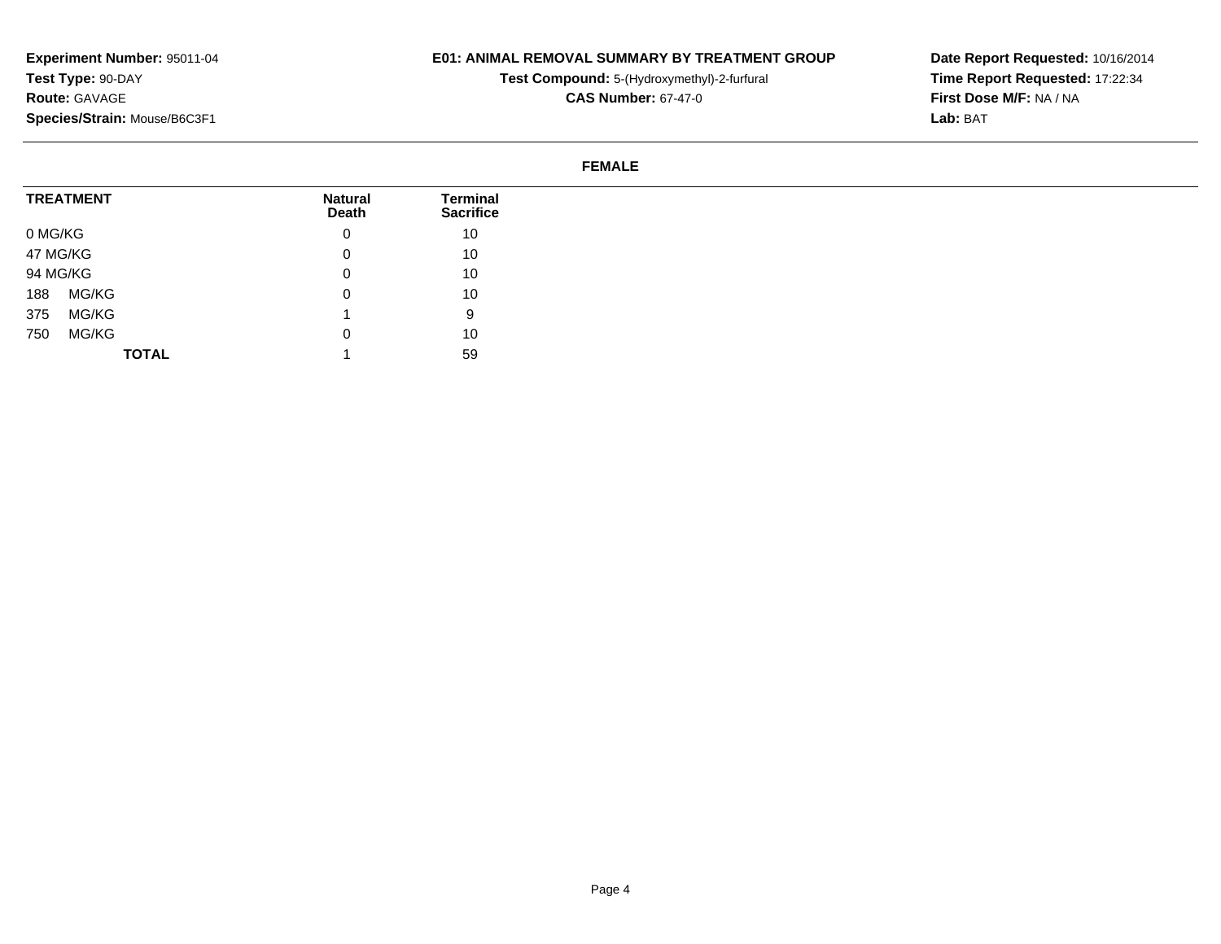**Experiment Number:** 95011-04
**Test Type:** 90-DAY
**Route:** GAVAGE
**Species/Strain:** Mouse/B6C3F1

**E01: ANIMAL REMOVAL SUMMARY BY TREATMENT GROUP**
**Test Compound:** 5-(Hydroxymethyl)-2-furfural
**CAS Number:** 67-47-0

**Date Report Requested:** 10/16/2014
**Time Report Requested:** 17:22:34
**First Dose M/F:** NA / NA
**Lab:** BAT

**FEMALE**

| TREATMENT | Natural Death | Terminal Sacrifice |
|---|---|---|
| 0 MG/KG | 0 | 10 |
| 47 MG/KG | 0 | 10 |
| 94 MG/KG | 0 | 10 |
| 188 MG/KG | 0 | 10 |
| 375 MG/KG | 1 | 9 |
| 750 MG/KG | 0 | 10 |
| **TOTAL** | 1 | 59 |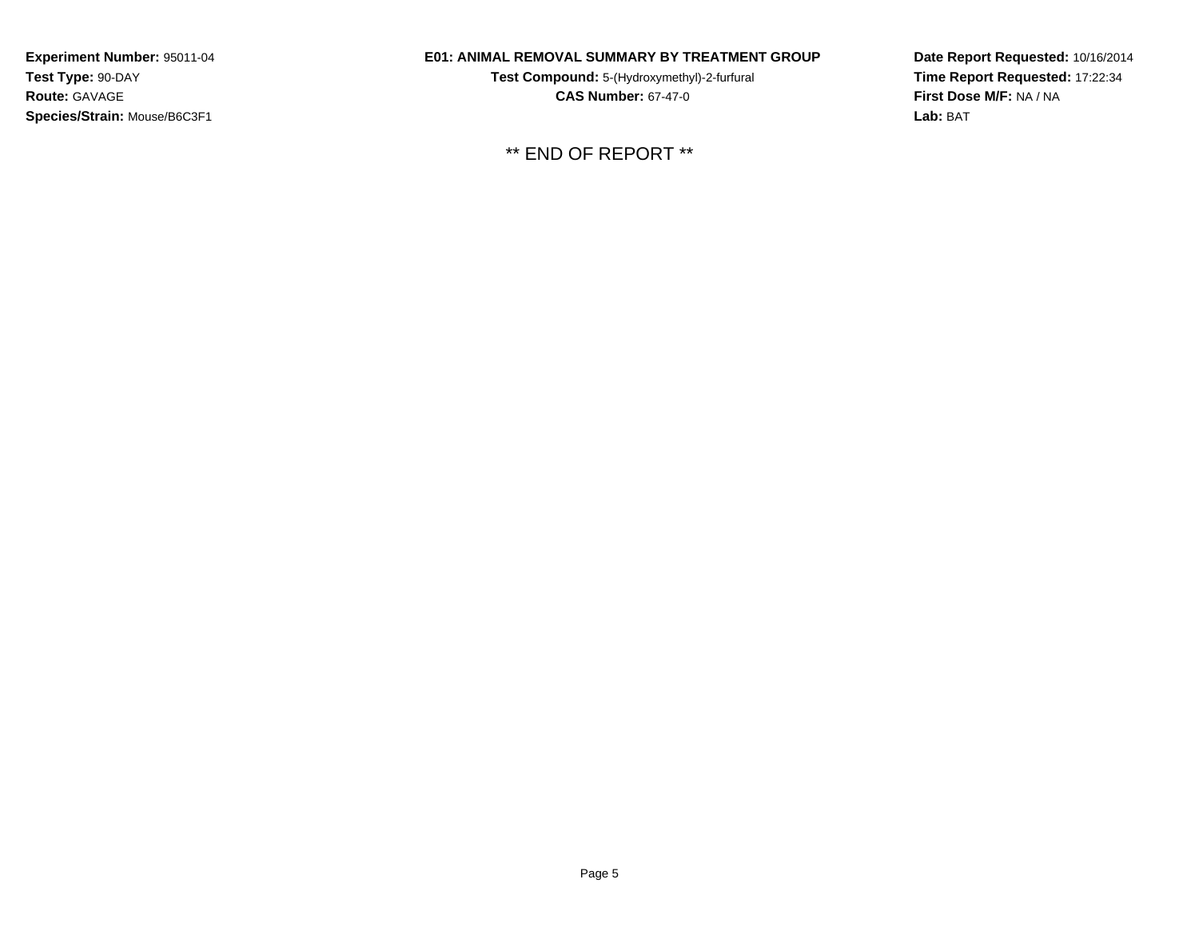**Experiment Number:** 95011-04
**Test Type:** 90-DAY
**Route:** GAVAGE
**Species/Strain:** Mouse/B6C3F1

**E01: ANIMAL REMOVAL SUMMARY BY TREATMENT GROUP**
**Test Compound:** 5-(Hydroxymethyl)-2-furfural
**CAS Number:** 67-47-0

**Date Report Requested:** 10/16/2014
**Time Report Requested:** 17:22:34
**First Dose M/F:** NA / NA
**Lab:** BAT

** END OF REPORT **